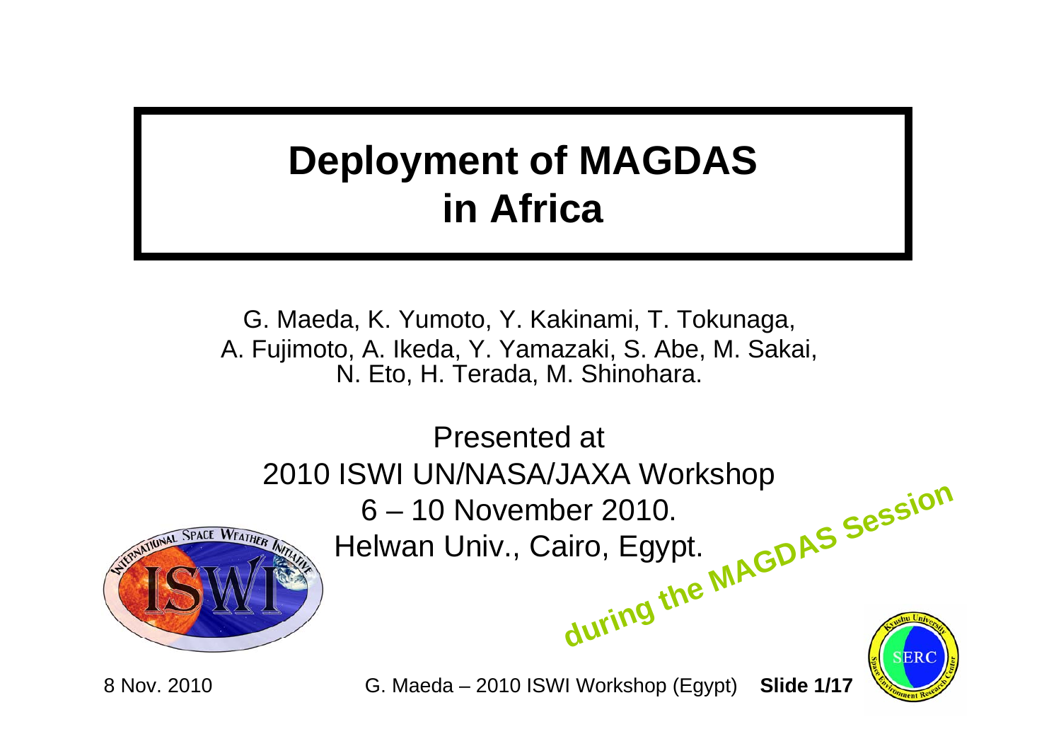# Deployment of MAGDAS in Africa

G. Maeda, K. Yumoto, Y. Kakinami, T. Tokunaga, A. Fujimoto, A. Ikeda, Y. Yamazaki, S. Abe, M. Sakai, N. Eto, H. Terada, M. Shinohara.

Presented at
2010 ISWI UN/NASA/JAXA Workshop
6 – 10 November 2010.
Helwan Univ., Cairo, Egypt.

**during the MAGDAS Session**

8 Nov. 2010

G. Maeda – 2010 ISWI Workshop (Egypt)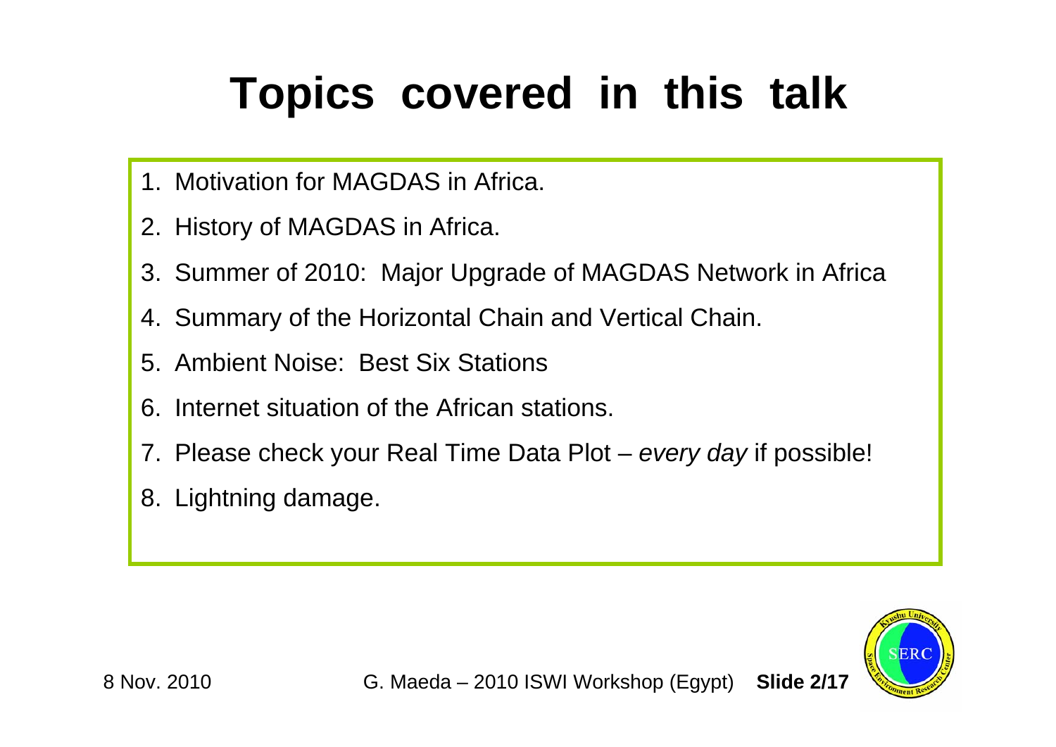# Topics covered in this talk

1. Motivation for MAGDAS in Africa.
2. History of MAGDAS in Africa.
3. Summer of 2010: Major Upgrade of MAGDAS Network in Africa
4. Summary of the Horizontal Chain and Vertical Chain.
5. Ambient Noise: Best Six Stations
6. Internet situation of the African stations.
7. Please check your Real Time Data Plot – *every day* if possible!
8. Lightning damage.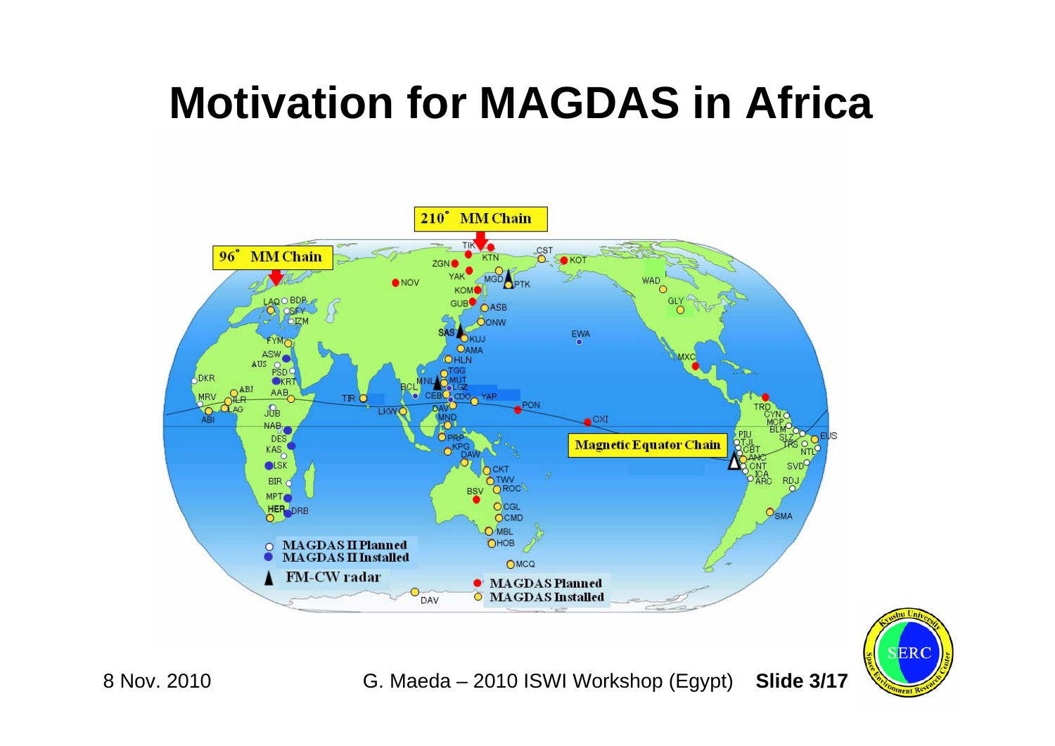# Motivation for MAGDAS in Africa

210° MM Chain

96° MM Chain

Magnetic Equator Chain

- MAGDAS II Planned
- MAGDAS II Installed
- FM-CW radar
- MAGDAS Planned
- MAGDAS Installed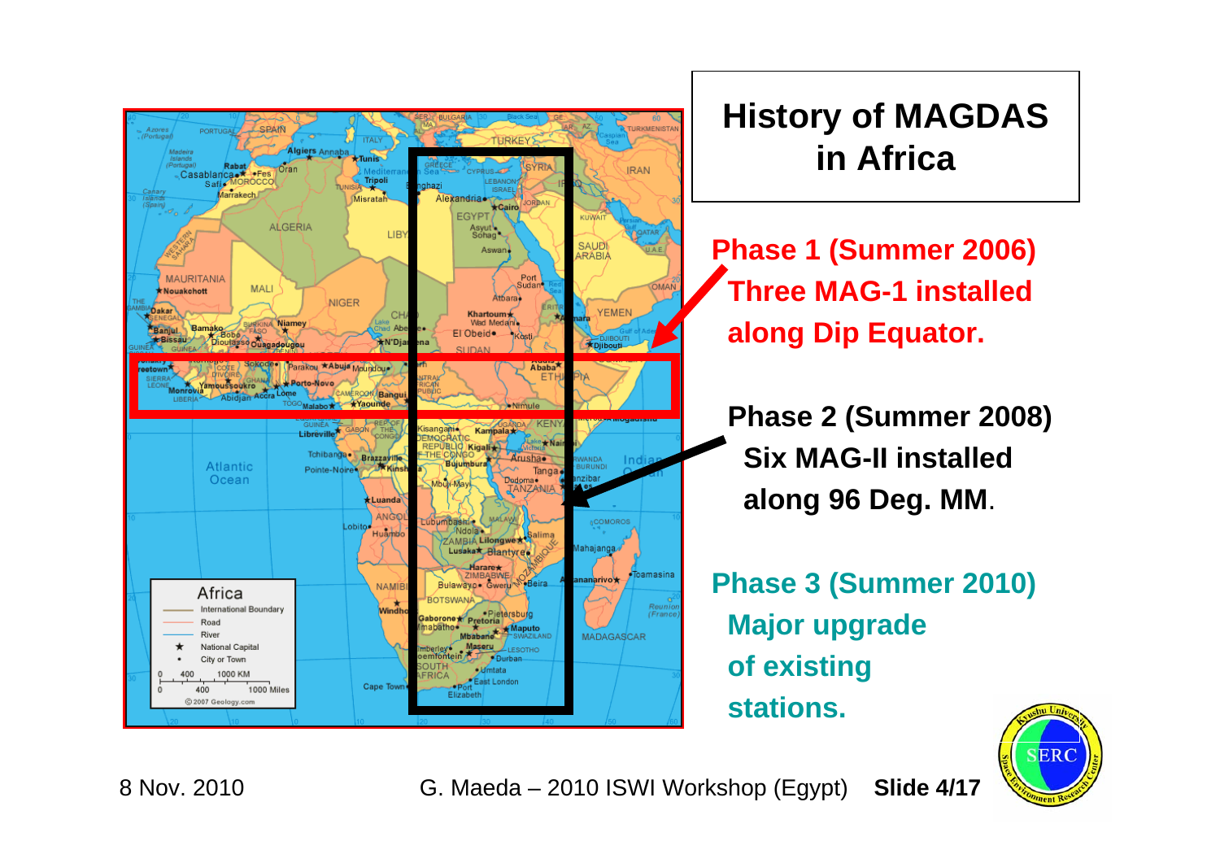# History of MAGDAS in Africa

**Phase 1 (Summer 2006)**
**Three MAG-1 installed along Dip Equator.**

**Phase 2 (Summer 2008)**
**Six MAG-II installed along 96 Deg. MM.**

**Phase 3 (Summer 2010)**
**Major upgrade of existing stations.**

8 Nov. 2010 G. Maeda – 2010 ISWI Workshop (Egypt)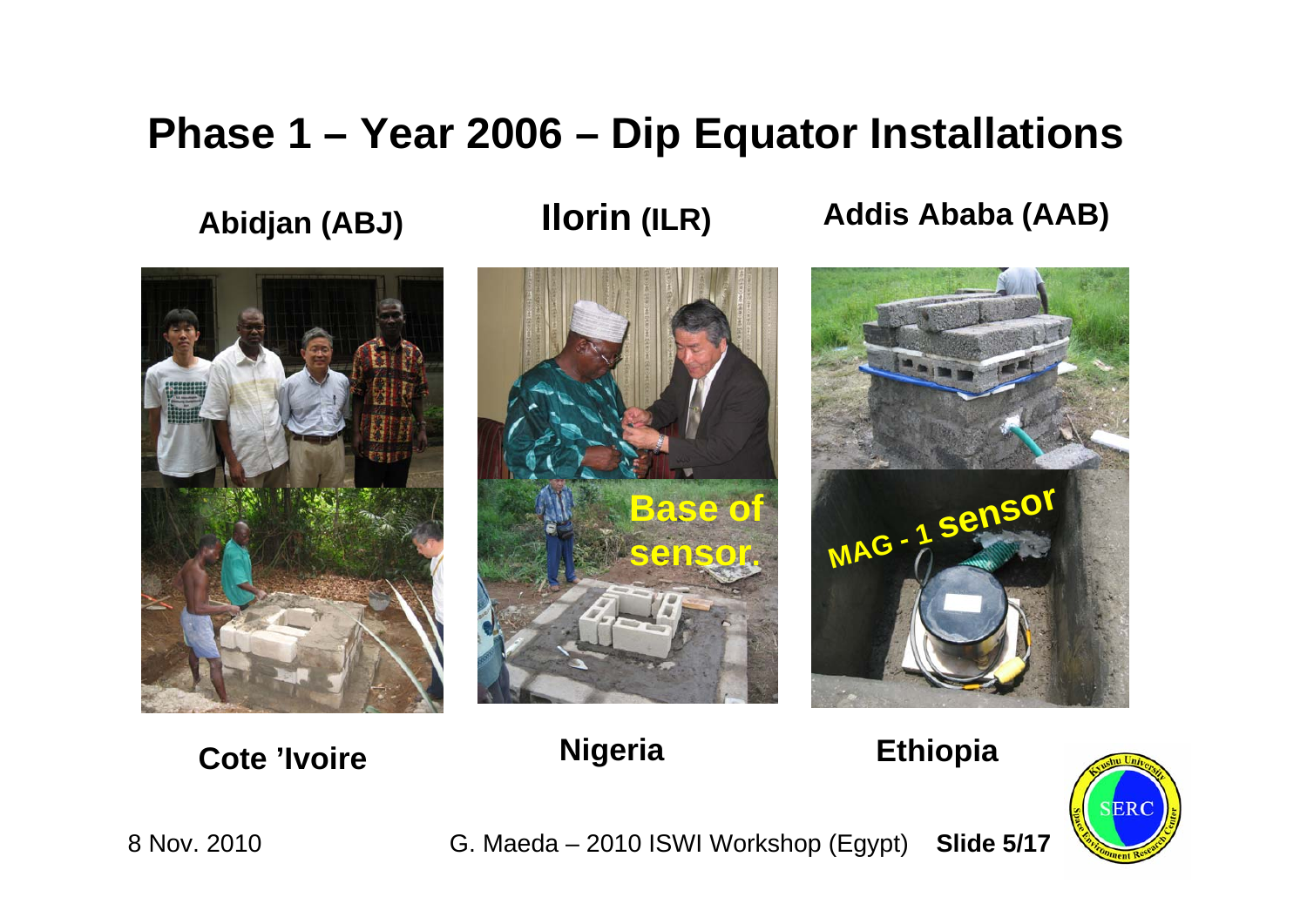# Phase 1 – Year 2006 – Dip Equator Installations

**Abidjan (ABJ)** | **Ilorin (ILR)** | **Addis Ababa (AAB)**

Base of sensor.

MAG - 1 sensor

**Cote 'Ivoire** | **Nigeria** | **Ethiopia**

8 Nov. 2010 G. Maeda – 2010 ISWI Workshop (Egypt)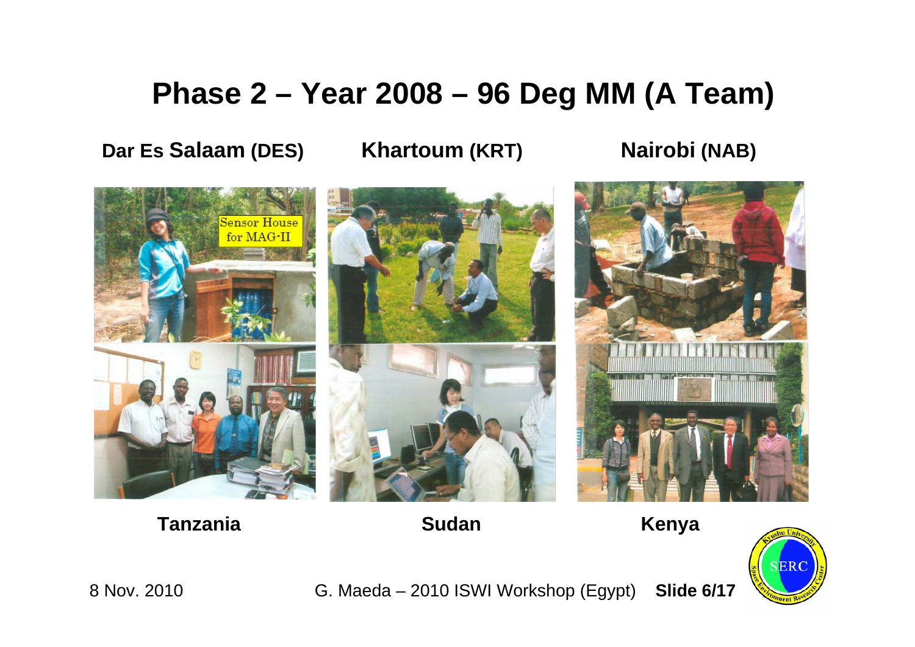# Phase 2 – Year 2008 – 96 Deg MM (A Team)

**Dar Es Salaam (DES)** **Khartoum (KRT)** **Nairobi (NAB)**

**Tanzania** **Sudan** **Kenya**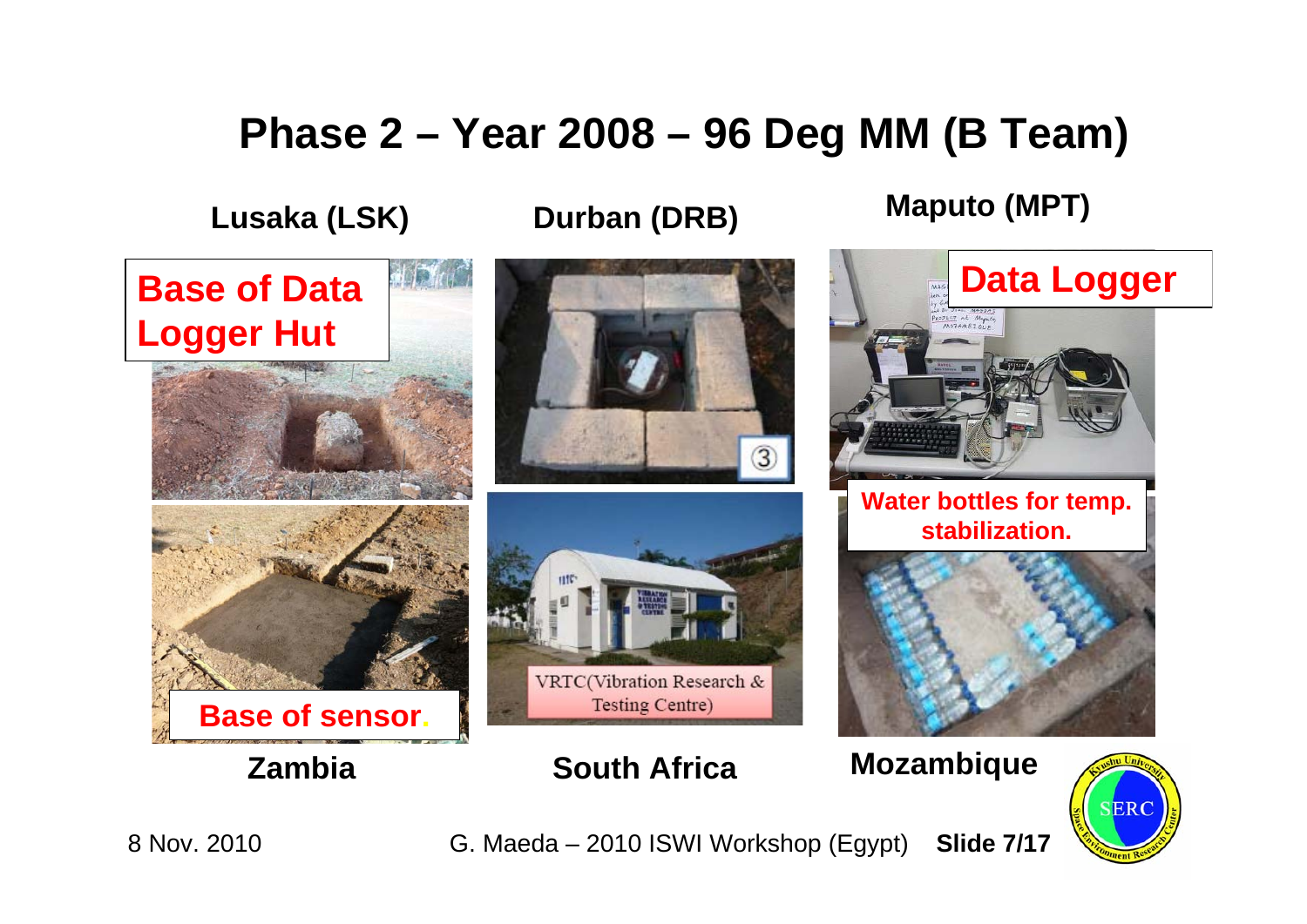# Phase 2 – Year 2008 – 96 Deg MM (B Team)

**Lusaka (LSK)**

Base of Data Logger Hut

Base of sensor.

**Zambia**

**Durban (DRB)**

VRTC(Vibration Research & Testing Centre)

**South Africa**

**Maputo (MPT)**

Data Logger

Water bottles for temp. stabilization.

**Mozambique**

8 Nov. 2010 G. Maeda – 2010 ISWI Workshop (Egypt)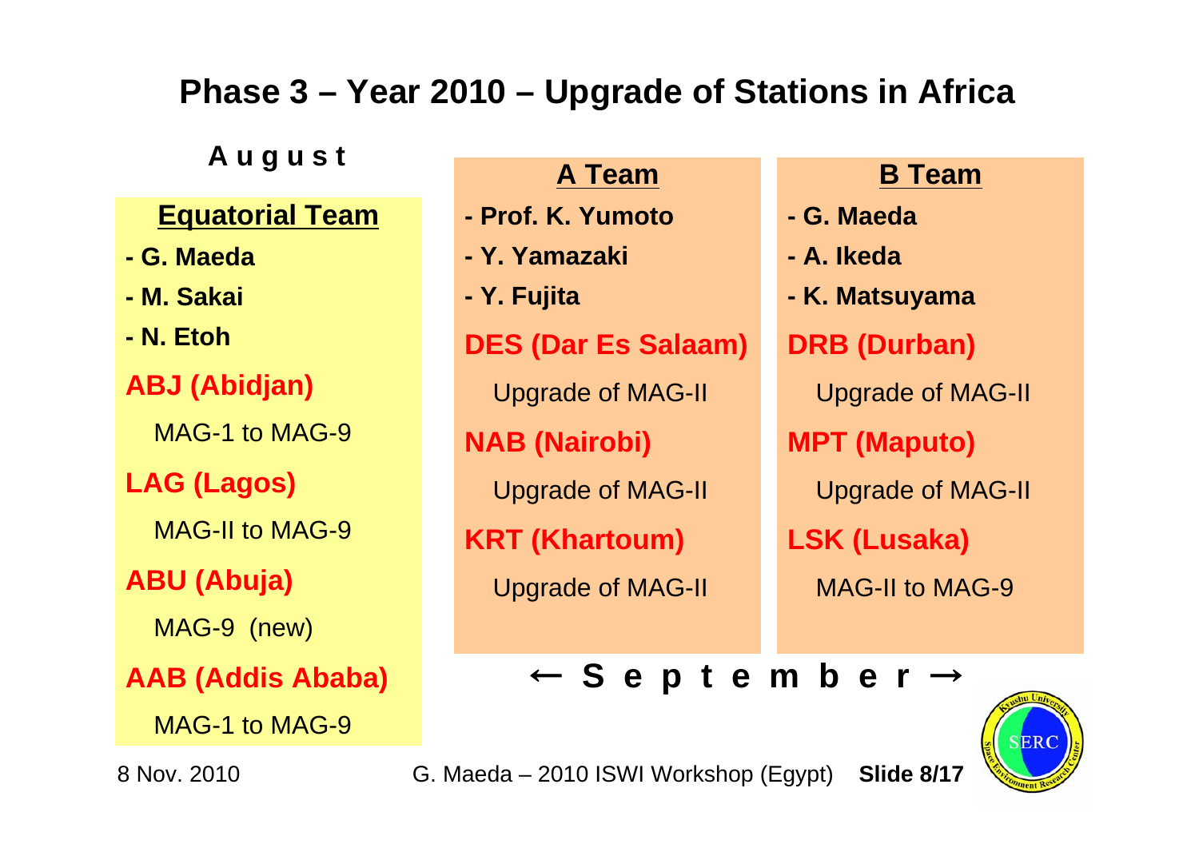# Phase 3 – Year 2010 – Upgrade of Stations in Africa

## August

### Equatorial Team

- G. Maeda
- M. Sakai
- N. Etoh

**ABJ (Abidjan)**

MAG-1 to MAG-9

**LAG (Lagos)**

MAG-II to MAG-9

**ABU (Abuja)**

MAG-9 (new)

**AAB (Addis Ababa)**

MAG-1 to MAG-9

## ← September →

### A Team

- Prof. K. Yumoto
- Y. Yamazaki
- Y. Fujita

**DES (Dar Es Salaam)**

Upgrade of MAG-II

**NAB (Nairobi)**

Upgrade of MAG-II

**KRT (Khartoum)**

Upgrade of MAG-II

### B Team

- G. Maeda
- A. Ikeda
- K. Matsuyama

**DRB (Durban)**

Upgrade of MAG-II

**MPT (Maputo)**

Upgrade of MAG-II

**LSK (Lusaka)**

MAG-II to MAG-9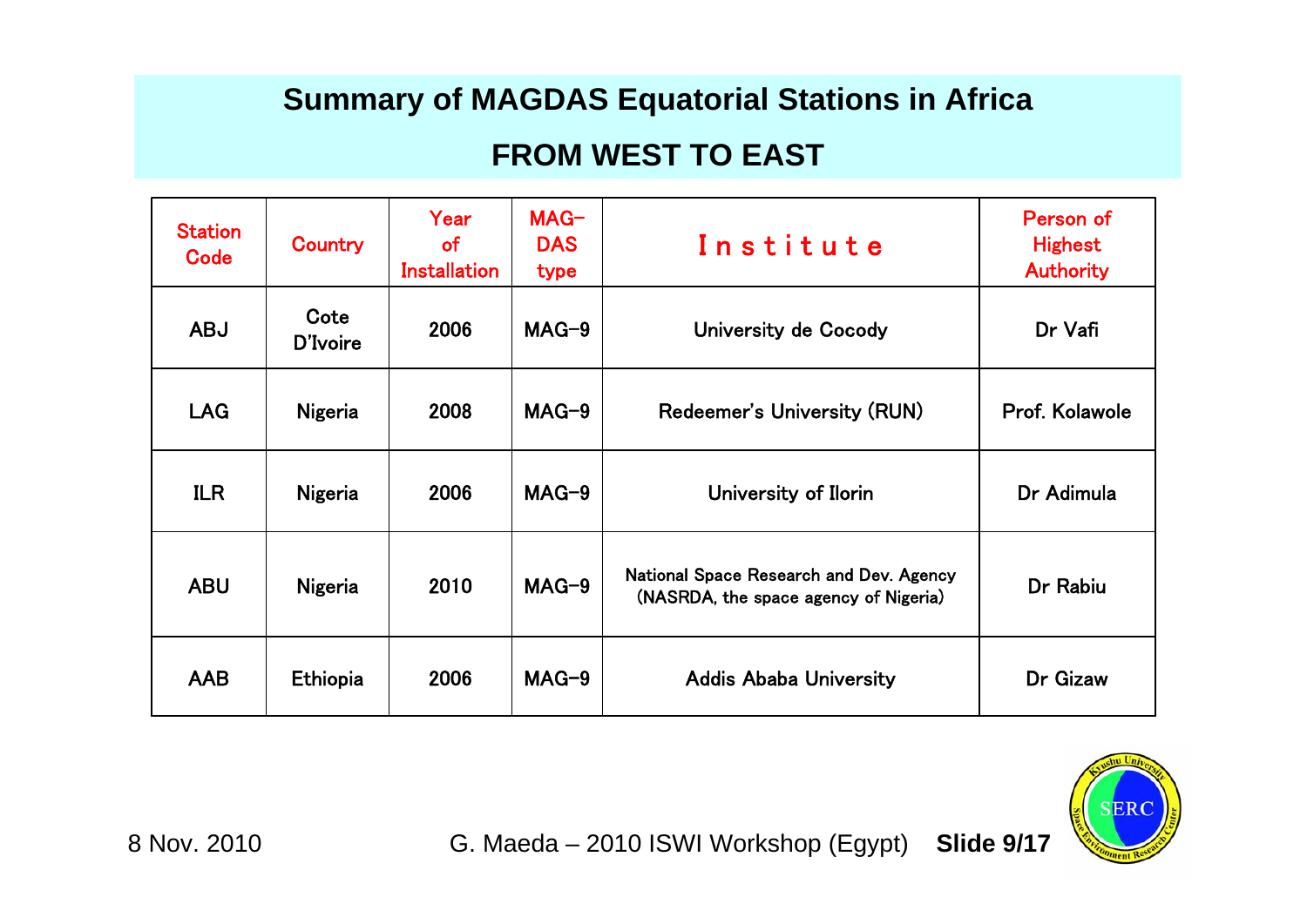# Summary of MAGDAS Equatorial Stations in Africa

## FROM WEST TO EAST

| Station Code | Country | Year of Installation | MAG-DAS type | Institute | Person of Highest Authority |
|---|---|---|---|---|---|
| ABJ | Cote D'Ivoire | 2006 | MAG-9 | University de Cocody | Dr Vafi |
| LAG | Nigeria | 2008 | MAG-9 | Redeemer's University (RUN) | Prof. Kolawole |
| ILR | Nigeria | 2006 | MAG-9 | University of Ilorin | Dr Adimula |
| ABU | Nigeria | 2010 | MAG-9 | National Space Research and Dev. Agency (NASRDA, the space agency of Nigeria) | Dr Rabiu |
| AAB | Ethiopia | 2006 | MAG-9 | Addis Ababa University | Dr Gizaw |

8 Nov. 2010 G. Maeda – 2010 ISWI Workshop (Egypt)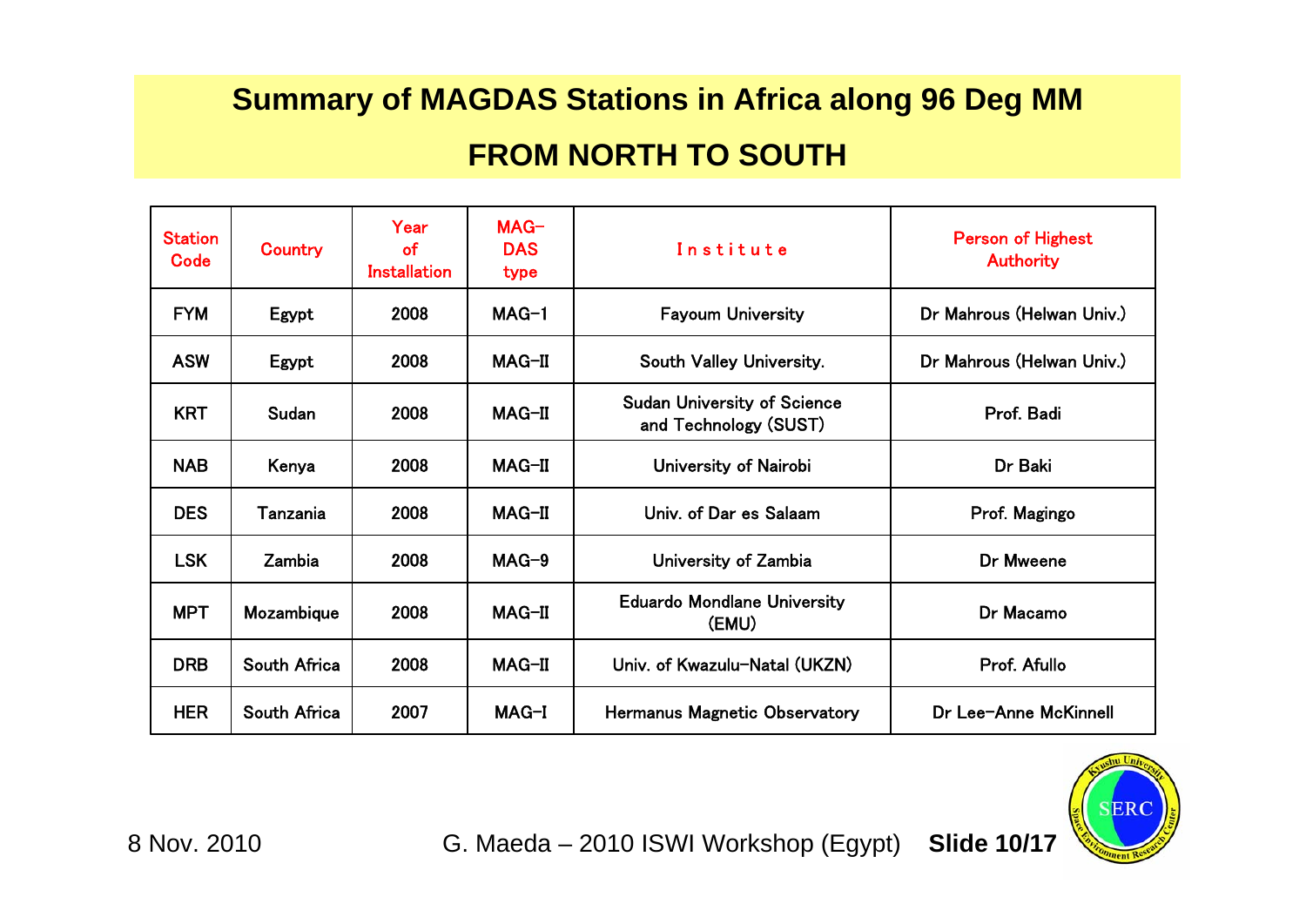# Summary of MAGDAS Stations in Africa along 96 Deg MM

## FROM NORTH TO SOUTH

| Station Code | Country | Year of Installation | MAG-DAS type | Institute | Person of Highest Authority |
|---|---|---|---|---|---|
| FYM | Egypt | 2008 | MAG-1 | Fayoum University | Dr Mahrous (Helwan Univ.) |
| ASW | Egypt | 2008 | MAG-II | South Valley University. | Dr Mahrous (Helwan Univ.) |
| KRT | Sudan | 2008 | MAG-II | Sudan University of Science and Technology (SUST) | Prof. Badi |
| NAB | Kenya | 2008 | MAG-II | University of Nairobi | Dr Baki |
| DES | Tanzania | 2008 | MAG-II | Univ. of Dar es Salaam | Prof. Magingo |
| LSK | Zambia | 2008 | MAG-9 | University of Zambia | Dr Mweene |
| MPT | Mozambique | 2008 | MAG-II | Eduardo Mondlane University (EMU) | Dr Macamo |
| DRB | South Africa | 2008 | MAG-II | Univ. of Kwazulu-Natal (UKZN) | Prof. Afullo |
| HER | South Africa | 2007 | MAG-I | Hermanus Magnetic Observatory | Dr Lee-Anne McKinnell |

8 Nov. 2010 G. Maeda – 2010 ISWI Workshop (Egypt)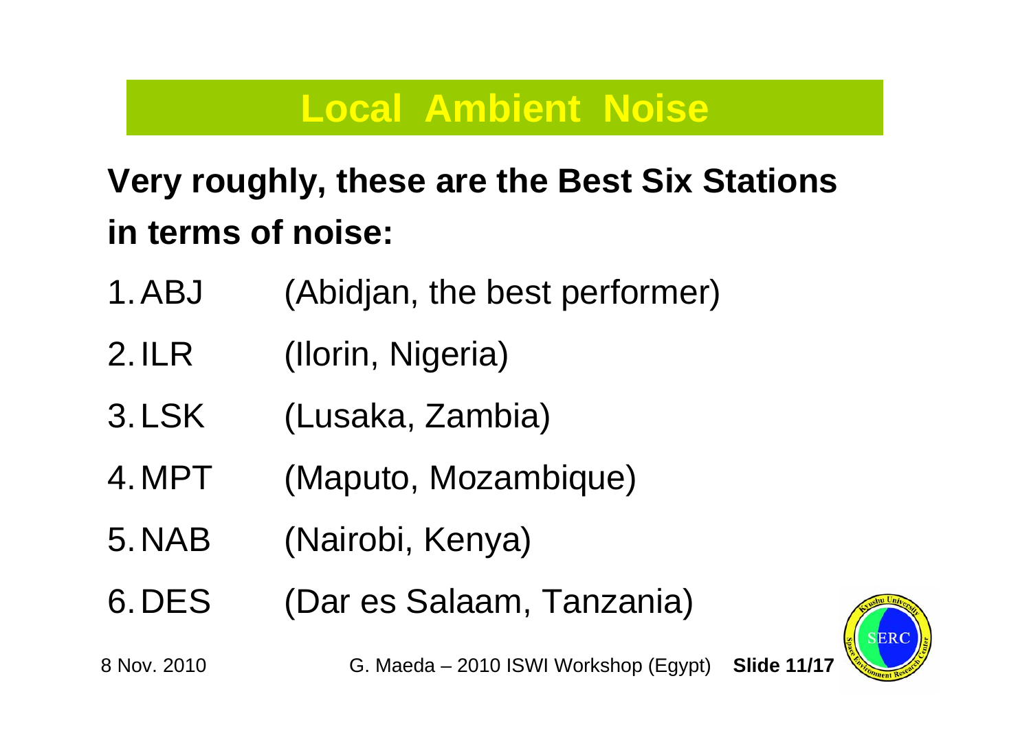# Local Ambient Noise

**Very roughly, these are the Best Six Stations in terms of noise:**

1. ABJ (Abidjan, the best performer)
2. ILR (Ilorin, Nigeria)
3. LSK (Lusaka, Zambia)
4. MPT (Maputo, Mozambique)
5. NAB (Nairobi, Kenya)
6. DES (Dar es Salaam, Tanzania)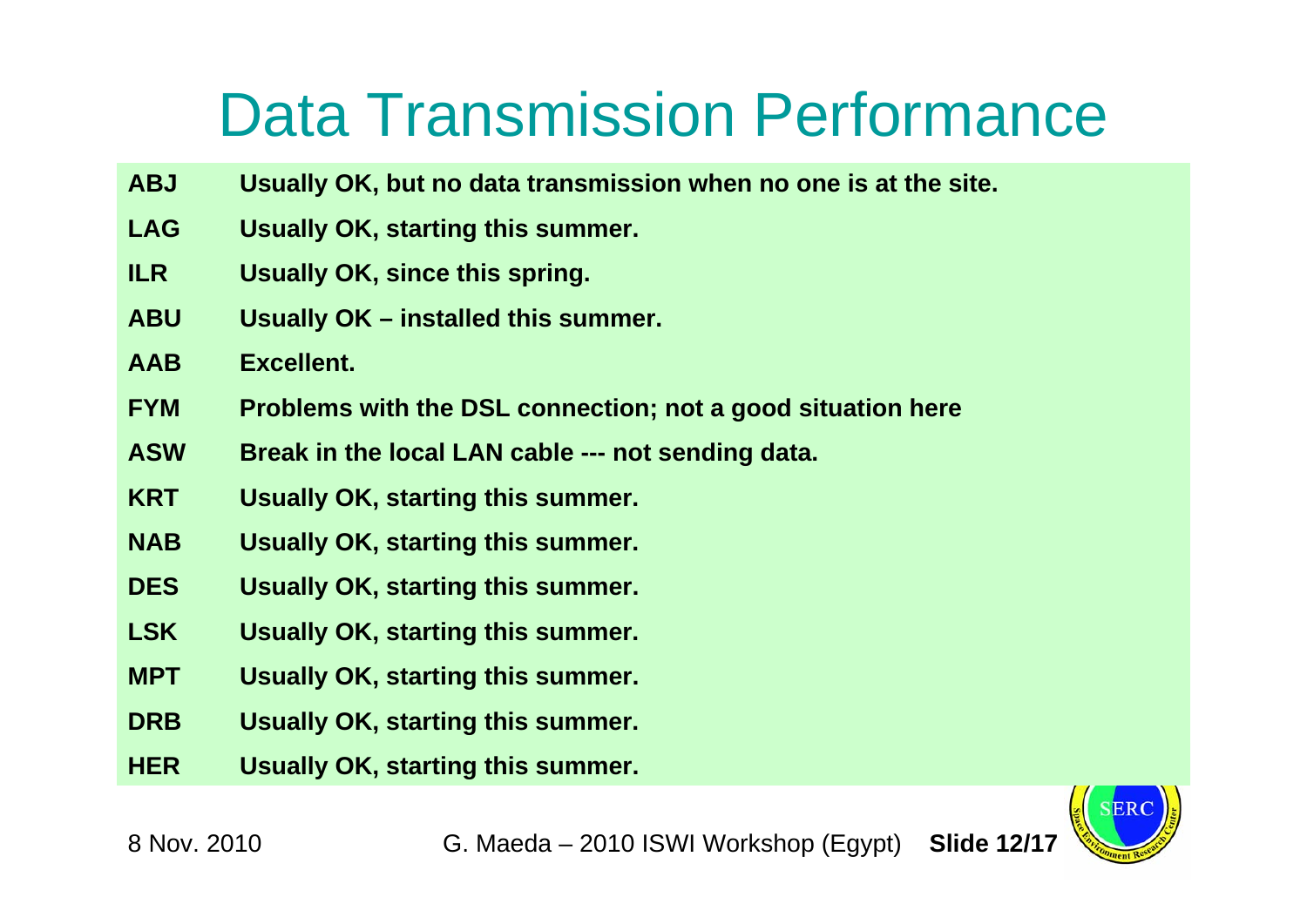# Data Transmission Performance

| | |
|---|---|
| **ABJ** | **Usually OK, but no data transmission when no one is at the site.** |
| **LAG** | **Usually OK, starting this summer.** |
| **ILR** | **Usually OK, since this spring.** |
| **ABU** | **Usually OK – installed this summer.** |
| **AAB** | **Excellent.** |
| **FYM** | **Problems with the DSL connection; not a good situation here** |
| **ASW** | **Break in the local LAN cable --- not sending data.** |
| **KRT** | **Usually OK, starting this summer.** |
| **NAB** | **Usually OK, starting this summer.** |
| **DES** | **Usually OK, starting this summer.** |
| **LSK** | **Usually OK, starting this summer.** |
| **MPT** | **Usually OK, starting this summer.** |
| **DRB** | **Usually OK, starting this summer.** |
| **HER** | **Usually OK, starting this summer.** |

8 Nov. 2010 G. Maeda – 2010 ISWI Workshop (Egypt)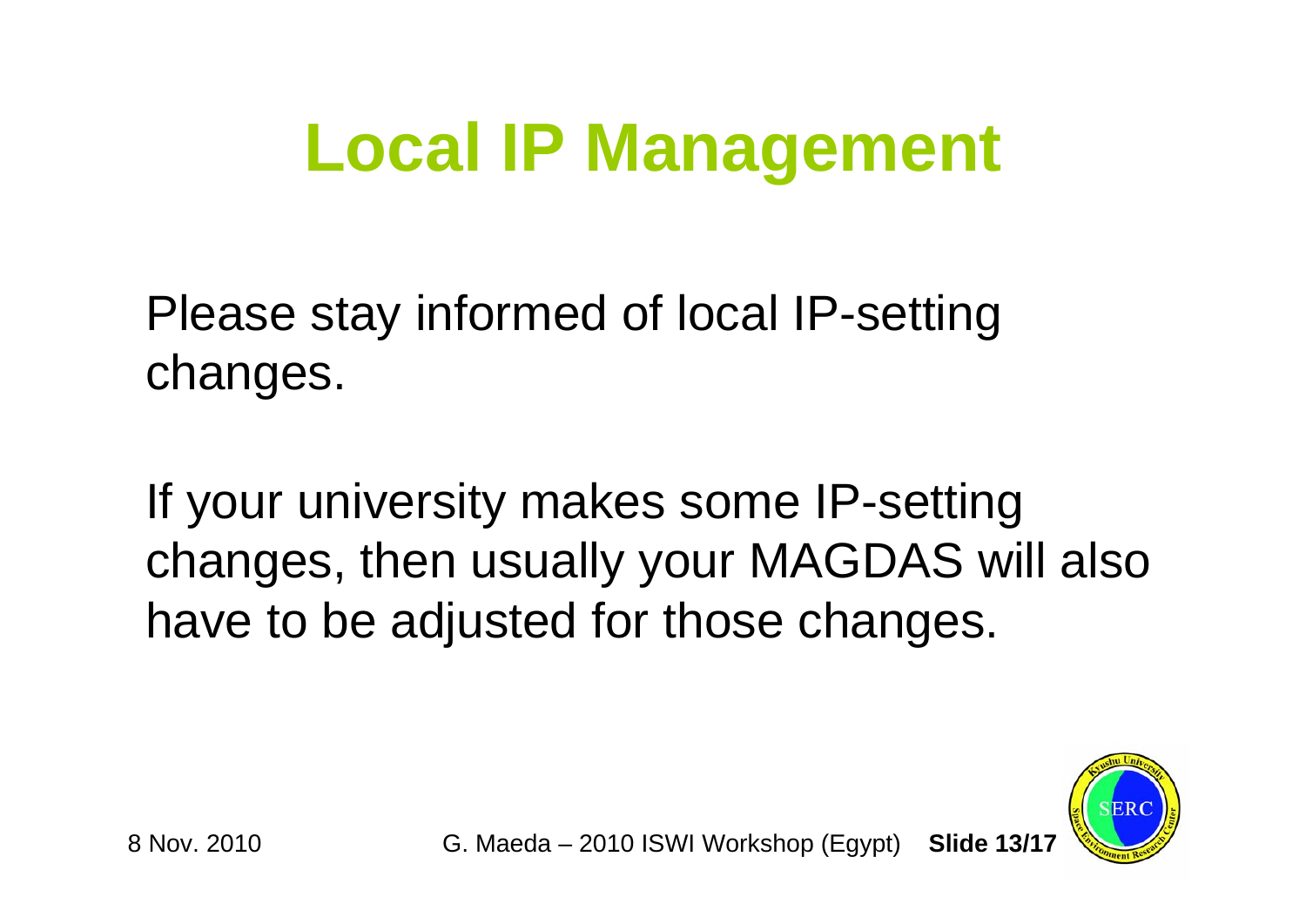# Local IP Management

Please stay informed of local IP-setting changes.

If your university makes some IP-setting changes, then usually your MAGDAS will also have to be adjusted for those changes.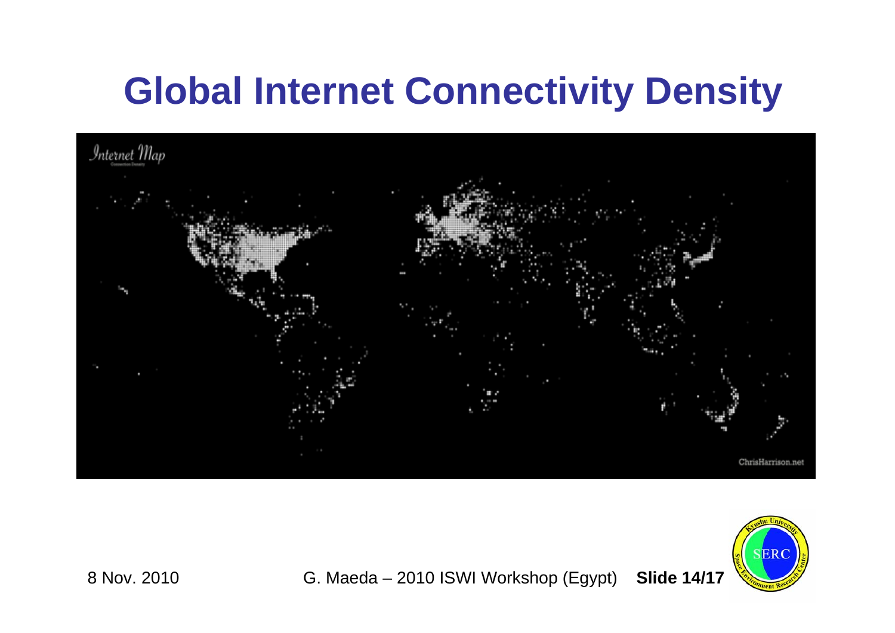# Global Internet Connectivity Density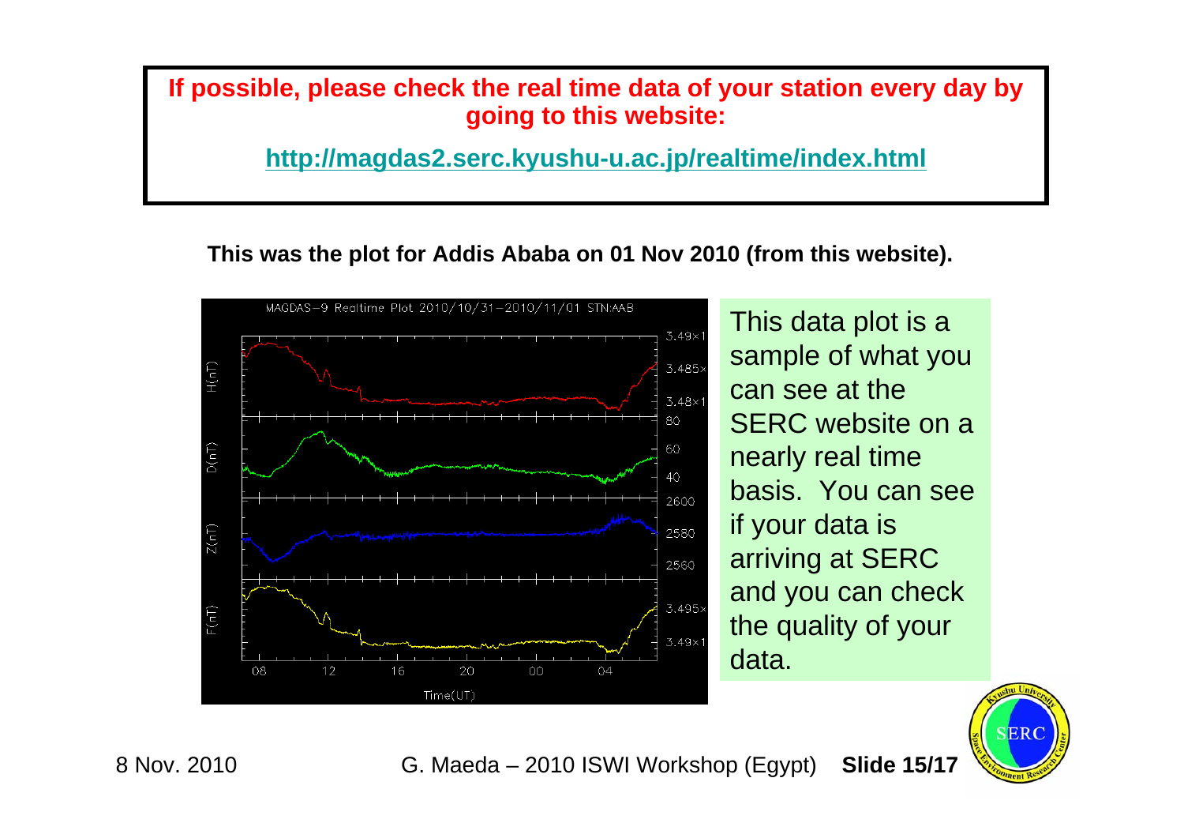**If possible, please check the real time data of your station every day by going to this website:**

**http://magdas2.serc.kyushu-u.ac.jp/realtime/index.html**

**This was the plot for Addis Ababa on 01 Nov 2010 (from this website).**

This data plot is a sample of what you can see at the SERC website on a nearly real time basis. You can see if your data is arriving at SERC and you can check the quality of your data.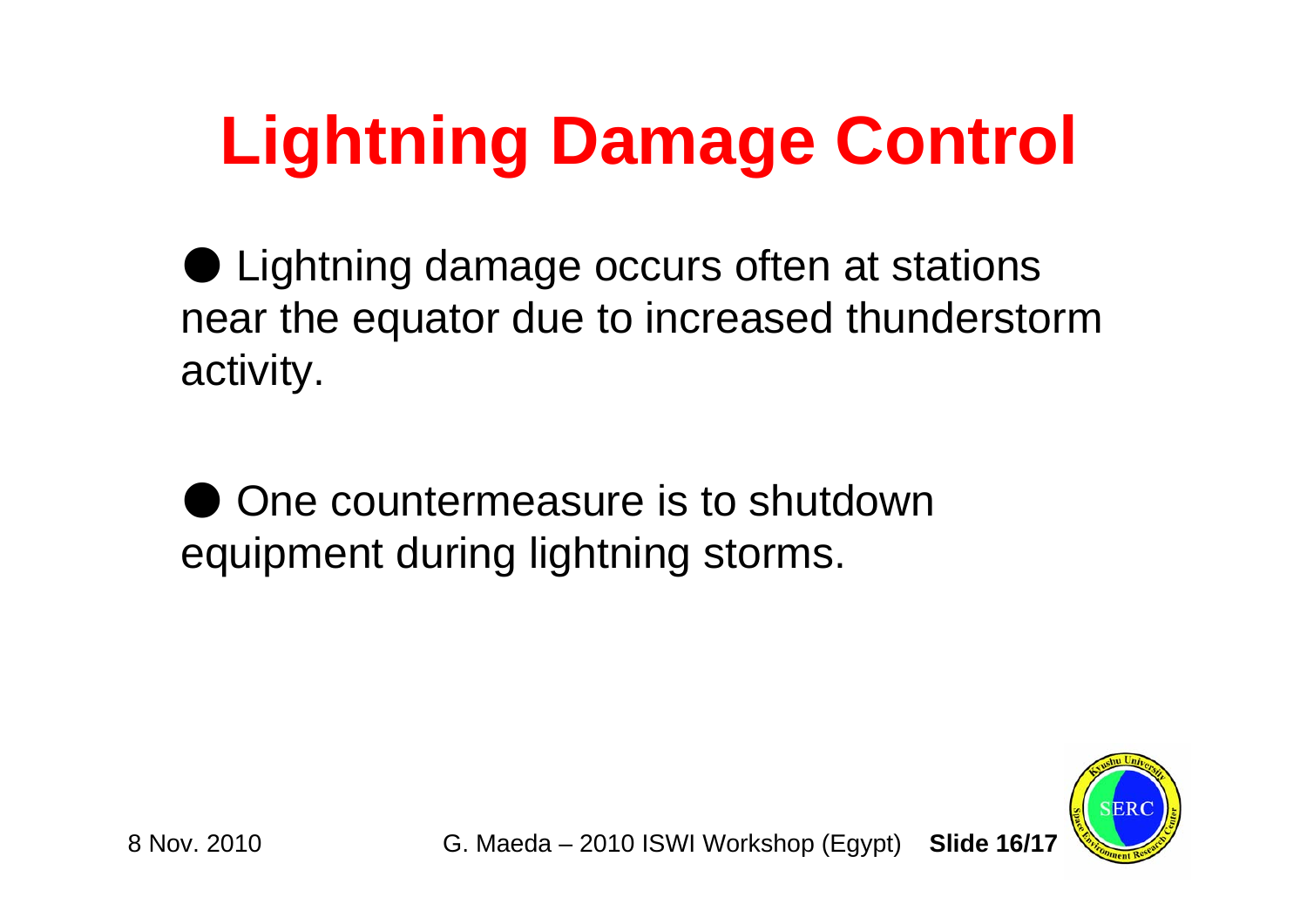# Lightning Damage Control

- Lightning damage occurs often at stations near the equator due to increased thunderstorm activity.

- One countermeasure is to shutdown equipment during lightning storms.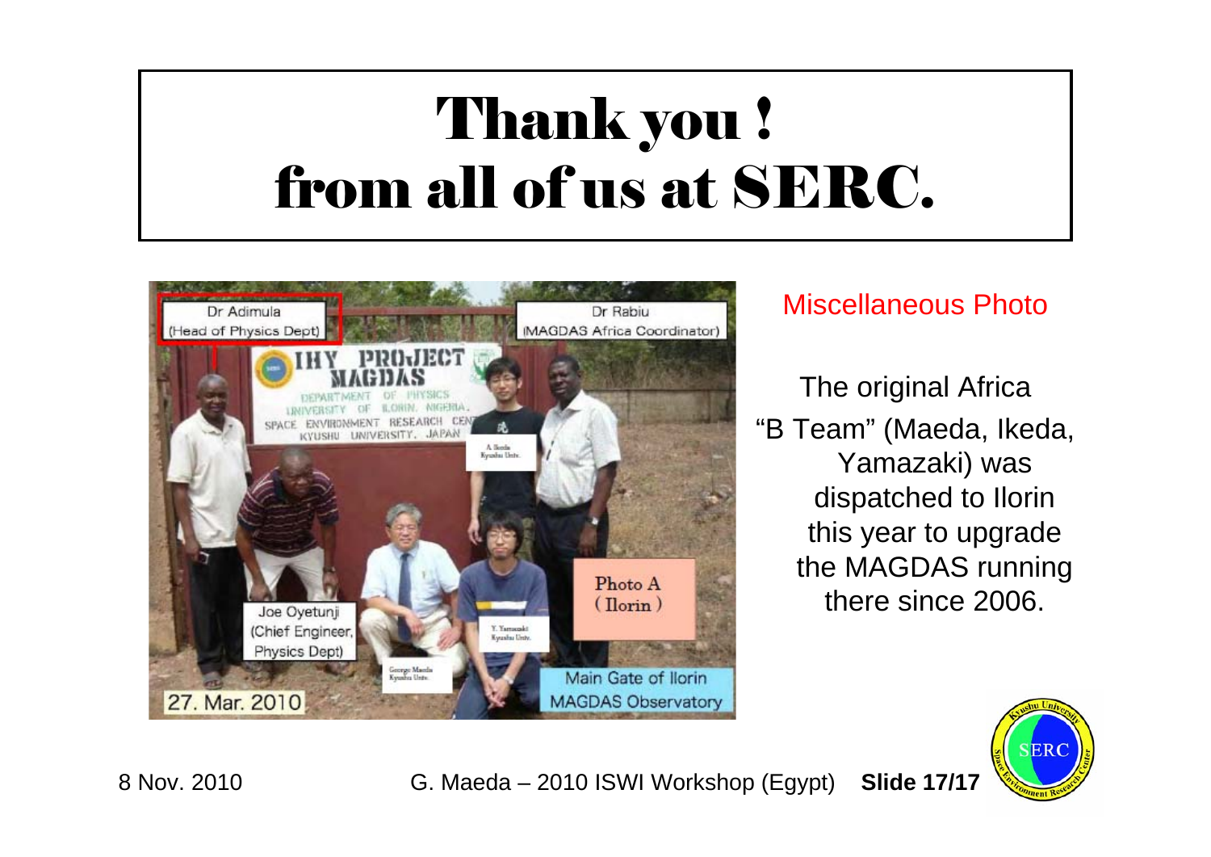# Thank you ! from all of us at SERC.

Miscellaneous Photo

The original Africa "B Team" (Maeda, Ikeda, Yamazaki) was dispatched to Ilorin this year to upgrade the MAGDAS running there since 2006.

Dr Adimula (Head of Physics Dept)

Dr Rabiu (MAGDAS Africa Coordinator)

Joe Oyetunji (Chief Engineer, Physics Dept)

Photo A (Ilorin)

Main Gate of Ilorin MAGDAS Observatory

27. Mar. 2010